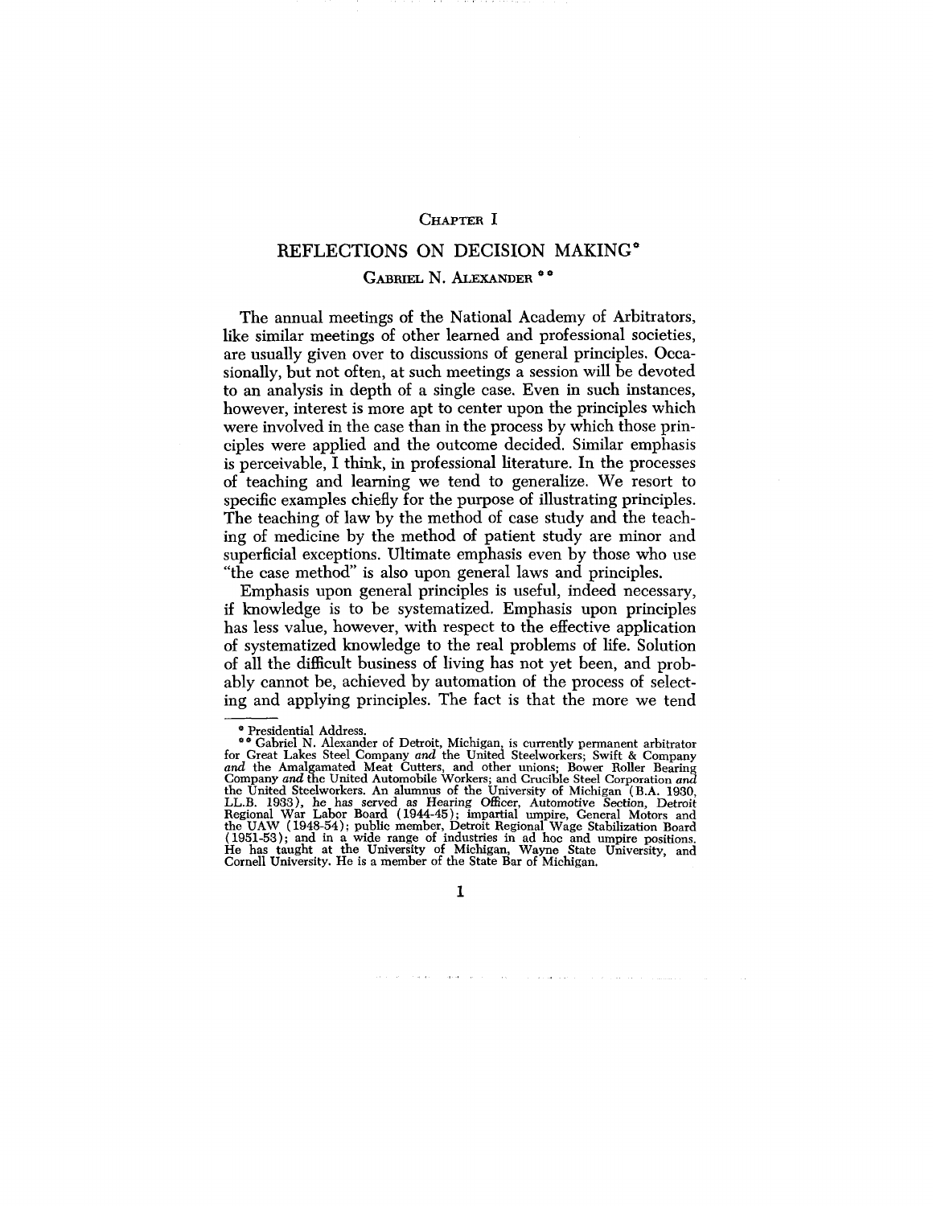CHAPTER I

# REFLECTIONS ON DECISION MAKING*

GABRIEL N. ALEXANDER **

The annual meetings of the National Academy of Arbitrators, like similar meetings of other learned and professional societies, are usually given over to discussions of general principles. Occasionally, but not often, at such meetings a session will be devoted to an analysis in depth of a single case. Even in such instances, however, interest is more apt to center upon the principles which were involved in the case than in the process by which those principles were applied and the outcome decided. Similar emphasis is perceivable, I think, in professional literature. In the processes of teaching and learning we tend to generalize. We resort to specific examples chiefly for the purpose of illustrating principles. The teaching of law by the method of case study and the teaching of medicine by the method of patient study are minor and superficial exceptions. Ultimate emphasis even by those who use "the case method" is also upon general laws and principles.

Emphasis upon general principles is useful, indeed necessary, if knowledge is to be systematized. Emphasis upon principles has less value, however, with respect to the effective application of systematized knowledge to the real problems of life. Solution of all the difficult business of living has not yet been, and probably cannot be, achieved by automation of the process of selecting and applying principles. The fact is that the more we tend

---

* Presidential Address.

** Gabriel N. Alexander of Detroit, Michigan, is currently permanent arbitrator for Great Lakes Steel Company *and* the United Steelworkers; Swift & Company *and* the Amalgamated Meat Cutters, and other unions; Bower Roller Bearing Company *and* the United Automobile Workers; and Crucible Steel Corporation *and* the United Steelworkers. An alumnus of the University of Michigan (B.A. 1930, LL.B. 1933), he has served as Hearing Officer, Automotive Section, Detroit Regional War Labor Board (1944-45); impartial umpire, General Motors and the UAW (1948-54); public member, Detroit Regional Wage Stabilization Board (1951-53); and in a wide range of industries in ad hoc and umpire positions. He has taught at the University of Michigan, Wayne State University, and Cornell University. He is a member of the State Bar of Michigan.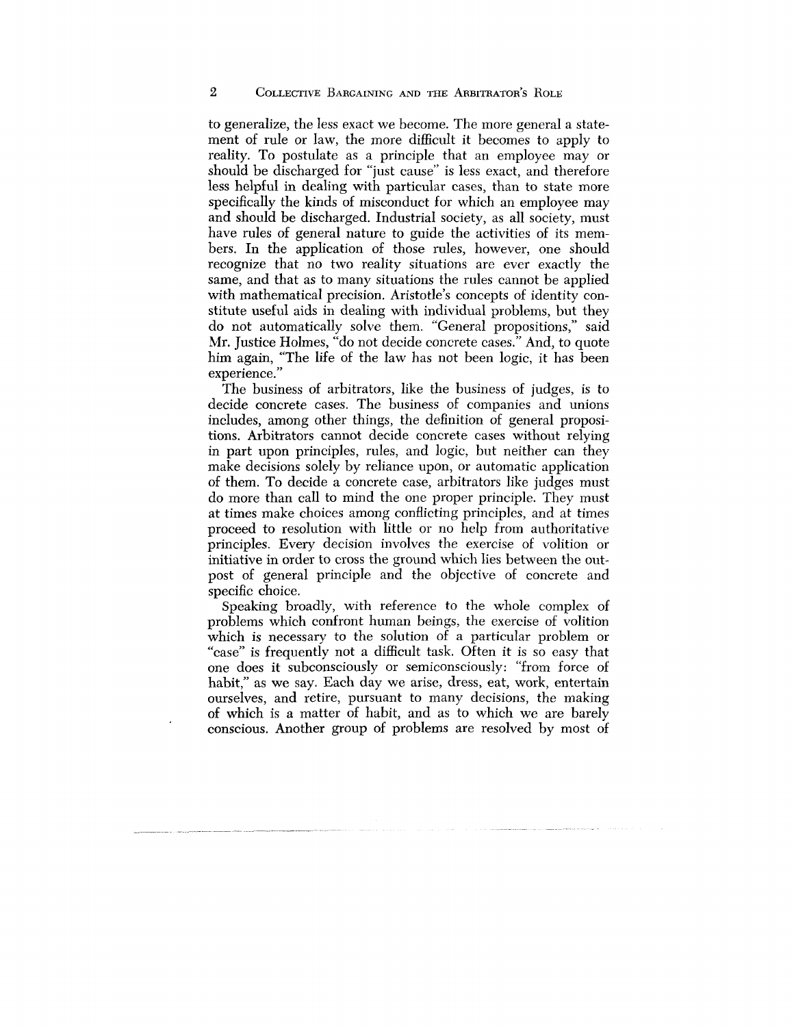to generalize, the less exact we become. The more general a statement of rule or law, the more difficult it becomes to apply to reality. To postulate as a principle that an employee may or should be discharged for "just cause" is less exact, and therefore less helpful in dealing with particular cases, than to state more specifically the kinds of misconduct for which an employee may and should be discharged. Industrial society, as all society, must have rules of general nature to guide the activities of its members. In the application of those rules, however, one should recognize that no two reality situations are ever exactly the same, and that as to many situations the rules cannot be applied with mathematical precision. Aristotle's concepts of identity constitute useful aids in dealing with individual problems, but they do not automatically solve them. "General propositions," said Mr. Justice Holmes, "do not decide concrete cases." And, to quote him again, "The life of the law has not been logic, it has been experience."

The business of arbitrators, like the business of judges, is to decide concrete cases. The business of companies and unions includes, among other things, the definition of general propositions. Arbitrators cannot decide concrete cases without relying in part upon principles, rules, and logic, but neither can they make decisions solely by reliance upon, or automatic application of them. To decide a concrete case, arbitrators like judges must do more than call to mind the one proper principle. They must at times make choices among conflicting principles, and at times proceed to resolution with little or no help from authoritative principles. Every decision involves the exercise of volition or initiative in order to cross the ground which lies between the outpost of general principle and the objective of concrete and specific choice.

Speaking broadly, with reference to the whole complex of problems which confront human beings, the exercise of volition which is necessary to the solution of a particular problem or "case" is frequently not a difficult task. Often it is so easy that one does it subconsciously or semiconsciously: "from force of habit," as we say. Each day we arise, dress, eat, work, entertain ourselves, and retire, pursuant to many decisions, the making of which is a matter of habit, and as to which we are barely conscious. Another group of problems are resolved by most of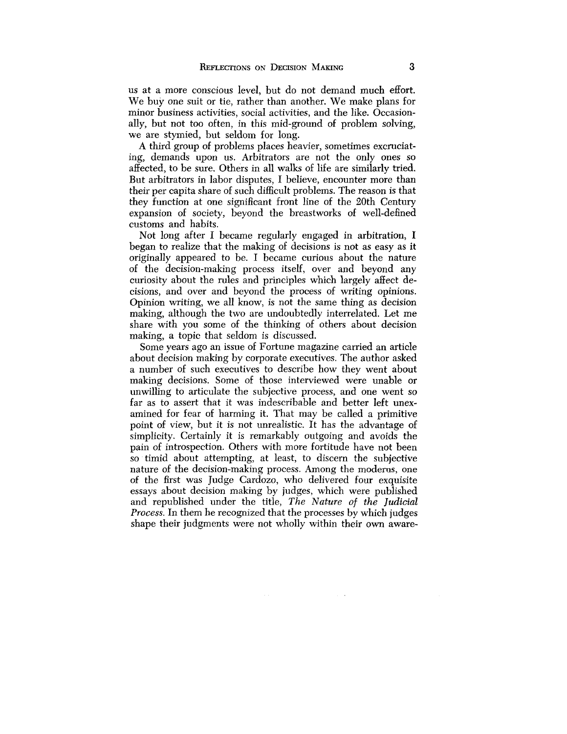us at a more conscious level, but do not demand much effort. We buy one suit or tie, rather than another. We make plans for minor business activities, social activities, and the like. Occasionally, but not too often, in this mid-ground of problem solving, we are stymied, but seldom for long.

A third group of problems places heavier, sometimes excruciating, demands upon us. Arbitrators are not the only ones so affected, to be sure. Others in all walks of life are similarly tried. But arbitrators in labor disputes, I believe, encounter more than their per capita share of such difficult problems. The reason is that they function at one significant front line of the 20th Century expansion of society, beyond the breastworks of well-defined customs and habits.

Not long after I became regularly engaged in arbitration, I began to realize that the making of decisions is not as easy as it originally appeared to be. I became curious about the nature of the decision-making process itself, over and beyond any curiosity about the rules and principles which largely affect decisions, and over and beyond the process of writing opinions. Opinion writing, we all know, is not the same thing as decision making, although the two are undoubtedly interrelated. Let me share with you some of the thinking of others about decision making, a topic that seldom is discussed.

Some years ago an issue of Fortune magazine carried an article about decision making by corporate executives. The author asked a number of such executives to describe how they went about making decisions. Some of those interviewed were unable or unwilling to articulate the subjective process, and one went so far as to assert that it was indescribable and better left unexamined for fear of harming it. That may be called a primitive point of view, but it is not unrealistic. It has the advantage of simplicity. Certainly it is remarkably outgoing and avoids the pain of introspection. Others with more fortitude have not been so timid about attempting, at least, to discern the subjective nature of the decision-making process. Among the moderns, one of the first was Judge Cardozo, who delivered four exquisite essays about decision making by judges, which were published and republished under the title, *The Nature of the Judicial Process.* In them he recognized that the processes by which judges shape their judgments were not wholly within their own aware-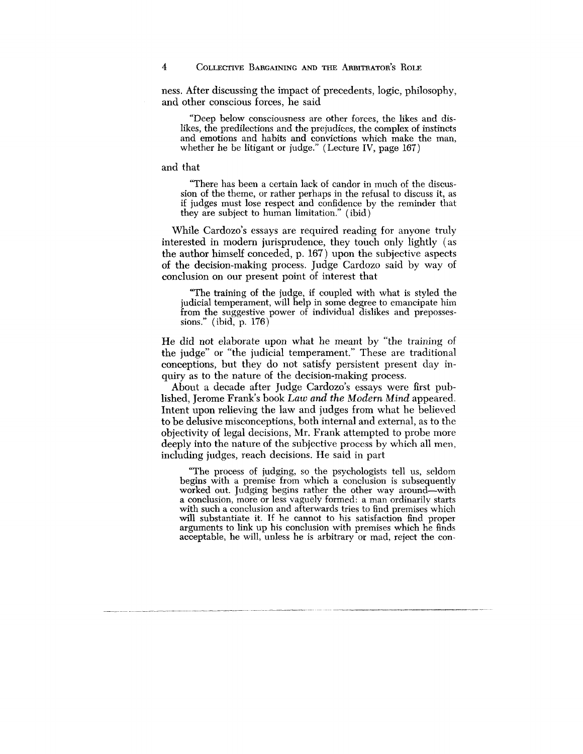ness. After discussing the impact of precedents, logic, philosophy, and other conscious forces, he said

> "Deep below consciousness are other forces, the likes and dislikes, the predilections and the prejudices, the complex of instincts and emotions and habits and convictions which make the man, whether he be litigant or judge." (Lecture IV, page 167)

and that

> "There has been a certain lack of candor in much of the discussion of the theme, or rather perhaps in the refusal to discuss it, as if judges must lose respect and confidence by the reminder that they are subject to human limitation." (ibid)

While Cardozo's essays are required reading for anyone truly interested in modern jurisprudence, they touch only lightly (as the author himself conceded, p. 167) upon the subjective aspects of the decision-making process. Judge Cardozo said by way of conclusion on our present point of interest that

> "The training of the judge, if coupled with what is styled the judicial temperament, will help in some degree to emancipate him from the suggestive power of individual dislikes and prepossessions." (ibid, p. 176)

He did not elaborate upon what he meant by "the training of the judge" or "the judicial temperament." These are traditional conceptions, but they do not satisfy persistent present day inquiry as to the nature of the decision-making process.

About a decade after Judge Cardozo's essays were first published, Jerome Frank's book *Law and the Modern Mind* appeared. Intent upon relieving the law and judges from what he believed to be delusive misconceptions, both internal and external, as to the objectivity of legal decisions, Mr. Frank attempted to probe more deeply into the nature of the subjective process by which all men, including judges, reach decisions. He said in part

> "The process of judging, so the psychologists tell us, seldom begins with a premise from which a conclusion is subsequently worked out. Judging begins rather the other way around—with a conclusion, more or less vaguely formed: a man ordinarily starts with such a conclusion and afterwards tries to find premises which will substantiate it. If he cannot to his satisfaction find proper arguments to link up his conclusion with premises which he finds acceptable, he will, unless he is arbitrary or mad, reject the con-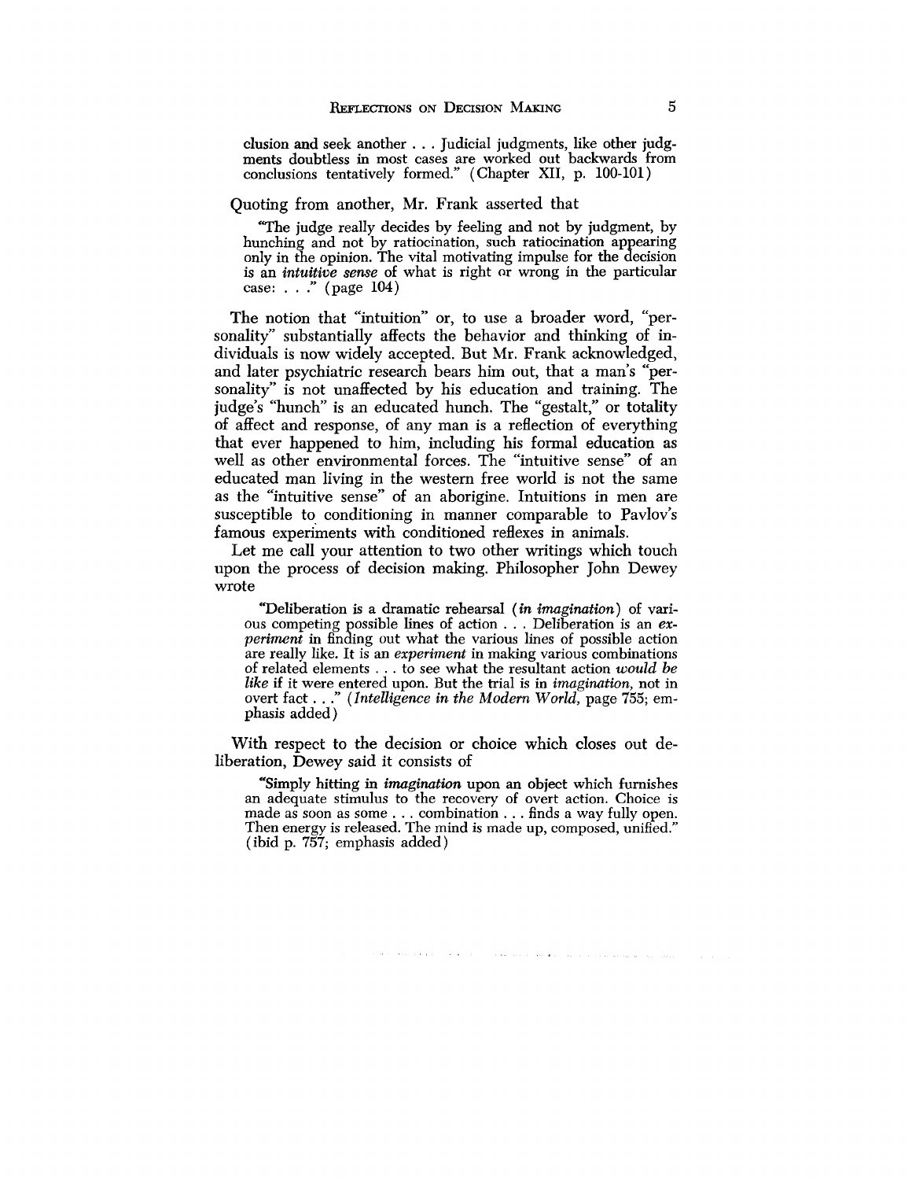> clusion and seek another . . . Judicial judgments, like other judgments doubtless in most cases are worked out backwards from conclusions tentatively formed." (Chapter XII, p. 100-101)

Quoting from another, Mr. Frank asserted that

> "The judge really decides by feeling and not by judgment, by hunching and not by ratiocination, such ratiocination appearing only in the opinion. The vital motivating impulse for the decision is an *intuitive sense* of what is right or wrong in the particular case: . . ." (page 104)

The notion that "intuition" or, to use a broader word, "personality" substantially affects the behavior and thinking of individuals is now widely accepted. But Mr. Frank acknowledged, and later psychiatric research bears him out, that a man's "personality" is not unaffected by his education and training. The judge's "hunch" is an educated hunch. The "gestalt," or totality of affect and response, of any man is a reflection of everything that ever happened to him, including his formal education as well as other environmental forces. The "intuitive sense" of an educated man living in the western free world is not the same as the "intuitive sense" of an aborigine. Intuitions in men are susceptible to conditioning in manner comparable to Pavlov's famous experiments with conditioned reflexes in animals.

Let me call your attention to two other writings which touch upon the process of decision making. Philosopher John Dewey wrote

> "Deliberation is a dramatic rehearsal (*in imagination*) of various competing possible lines of action . . . Deliberation is an *experiment* in finding out what the various lines of possible action are really like. It is an *experiment* in making various combinations of related elements . . . to see what the resultant action *would be like* if it were entered upon. But the trial is in *imagination*, not in overt fact . . ." (*Intelligence in the Modern World*, page 755; emphasis added)

With respect to the decision or choice which closes out deliberation, Dewey said it consists of

> "Simply hitting in *imagination* upon an object which furnishes an adequate stimulus to the recovery of overt action. Choice is made as soon as some . . . combination . . . finds a way fully open. Then energy is released. The mind is made up, composed, unified." (ibid p. 757; emphasis added)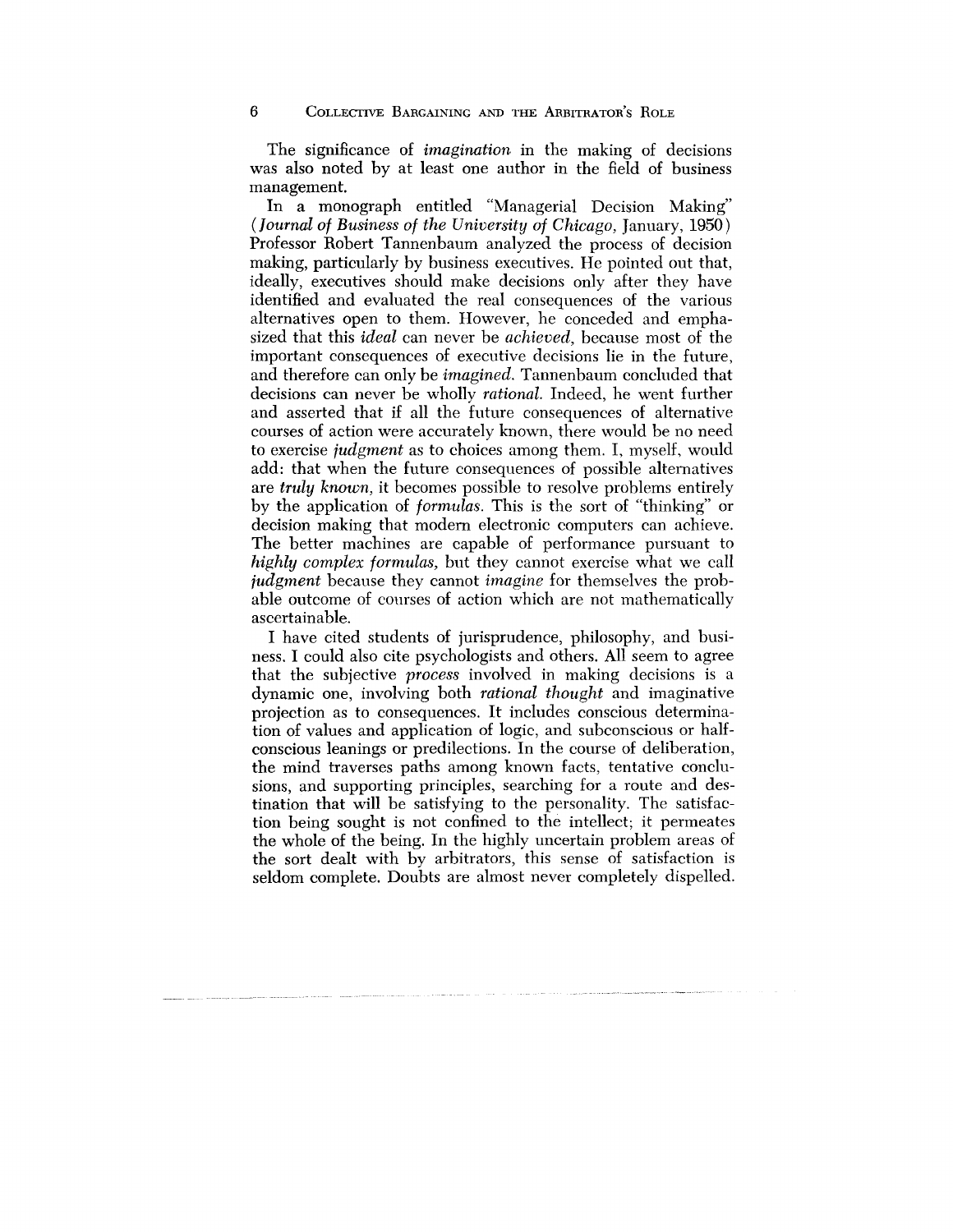The significance of *imagination* in the making of decisions was also noted by at least one author in the field of business management.

In a monograph entitled "Managerial Decision Making" (*Journal of Business of the University of Chicago*, January, 1950) Professor Robert Tannenbaum analyzed the process of decision making, particularly by business executives. He pointed out that, ideally, executives should make decisions only after they have identified and evaluated the real consequences of the various alternatives open to them. However, he conceded and emphasized that this *ideal* can never be *achieved*, because most of the important consequences of executive decisions lie in the future, and therefore can only be *imagined*. Tannenbaum concluded that decisions can never be wholly *rational*. Indeed, he went further and asserted that if all the future consequences of alternative courses of action were accurately known, there would be no need to exercise *judgment* as to choices among them. I, myself, would add: that when the future consequences of possible alternatives are *truly known*, it becomes possible to resolve problems entirely by the application of *formulas*. This is the sort of "thinking" or decision making that modern electronic computers can achieve. The better machines are capable of performance pursuant to *highly complex formulas*, but they cannot exercise what we call *judgment* because they cannot *imagine* for themselves the probable outcome of courses of action which are not mathematically ascertainable.

I have cited students of jurisprudence, philosophy, and business. I could also cite psychologists and others. All seem to agree that the subjective *process* involved in making decisions is a dynamic one, involving both *rational thought* and imaginative projection as to consequences. It includes conscious determination of values and application of logic, and subconscious or half-conscious leanings or predilections. In the course of deliberation, the mind traverses paths among known facts, tentative conclusions, and supporting principles, searching for a route and destination that will be satisfying to the personality. The satisfaction being sought is not confined to the intellect; it permeates the whole of the being. In the highly uncertain problem areas of the sort dealt with by arbitrators, this sense of satisfaction is seldom complete. Doubts are almost never completely dispelled.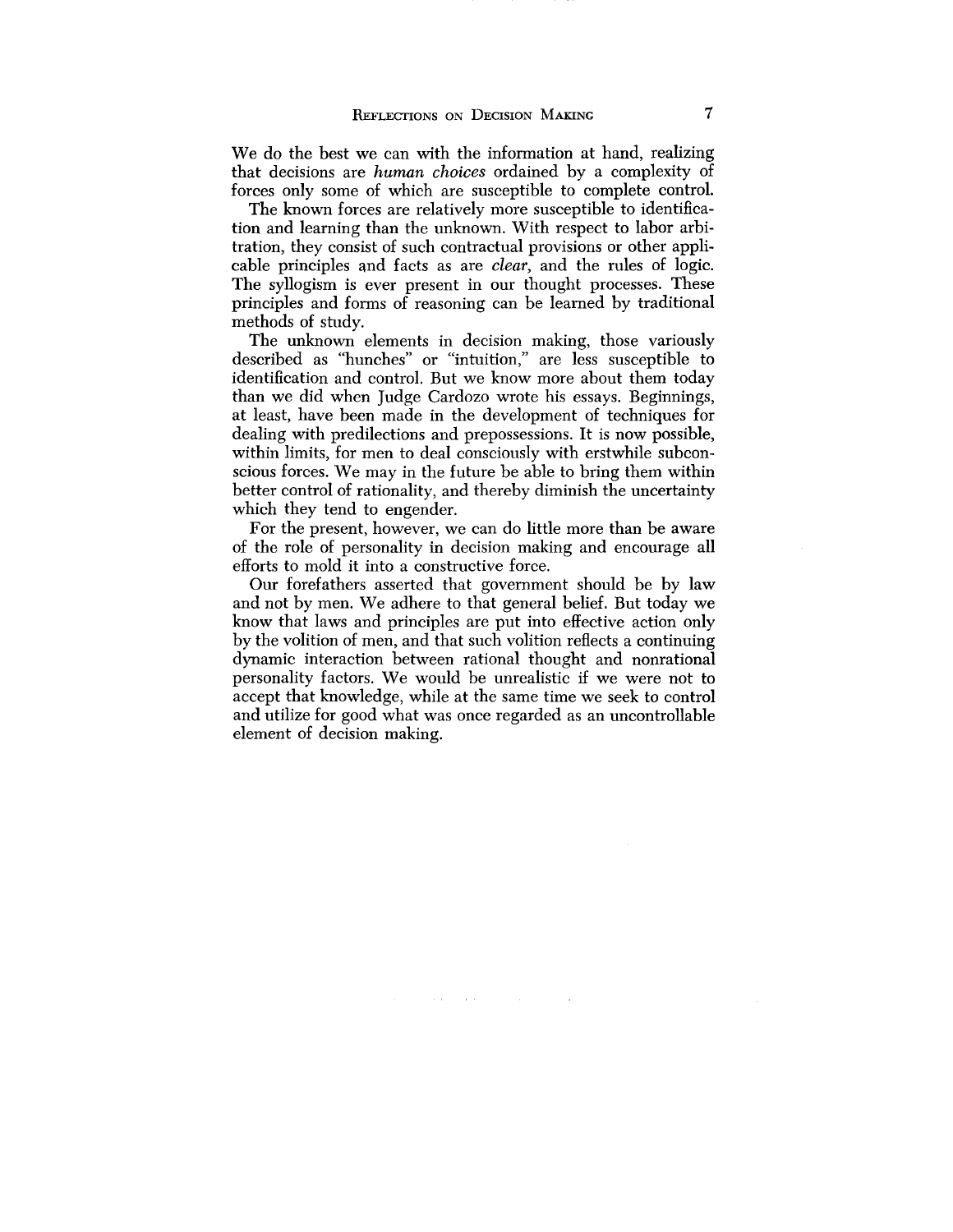We do the best we can with the information at hand, realizing that decisions are *human choices* ordained by a complexity of forces only some of which are susceptible to complete control.

The known forces are relatively more susceptible to identification and learning than the unknown. With respect to labor arbitration, they consist of such contractual provisions or other applicable principles and facts as are *clear*, and the rules of logic. The syllogism is ever present in our thought processes. These principles and forms of reasoning can be learned by traditional methods of study.

The unknown elements in decision making, those variously described as "hunches" or "intuition," are less susceptible to identification and control. But we know more about them today than we did when Judge Cardozo wrote his essays. Beginnings, at least, have been made in the development of techniques for dealing with predilections and prepossessions. It is now possible, within limits, for men to deal consciously with erstwhile subconscious forces. We may in the future be able to bring them within better control of rationality, and thereby diminish the uncertainty which they tend to engender.

For the present, however, we can do little more than be aware of the role of personality in decision making and encourage all efforts to mold it into a constructive force.

Our forefathers asserted that government should be by law and not by men. We adhere to that general belief. But today we know that laws and principles are put into effective action only by the volition of men, and that such volition reflects a continuing dynamic interaction between rational thought and nonrational personality factors. We would be unrealistic if we were not to accept that knowledge, while at the same time we seek to control and utilize for good what was once regarded as an uncontrollable element of decision making.